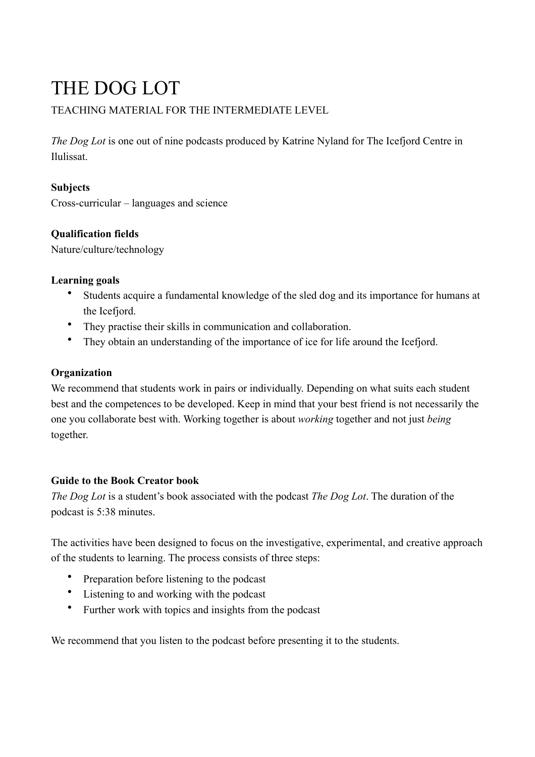# THE DOG LOT

TEACHING MATERIAL FOR THE INTERMEDIATE LEVEL

*The Dog Lot* is one out of nine podcasts produced by Katrine Nyland for The Icefjord Centre in Ilulissat.

**Subjects**

Cross-curricular – languages and science

**Qualification fields**

Nature/culture/technology

**Learning goals**

- Students acquire a fundamental knowledge of the sled dog and its importance for humans at the Icefjord.
- They practise their skills in communication and collaboration.
- They obtain an understanding of the importance of ice for life around the Icefjord.

**Organization**

We recommend that students work in pairs or individually. Depending on what suits each student best and the competences to be developed. Keep in mind that your best friend is not necessarily the one you collaborate best with. Working together is about *working* together and not just *being* together.

**Guide to the Book Creator book**

*The Dog Lot* is a student's book associated with the podcast *The Dog Lot*. The duration of the podcast is 5:38 minutes.

The activities have been designed to focus on the investigative, experimental, and creative approach of the students to learning. The process consists of three steps:

- Preparation before listening to the podcast
- Listening to and working with the podcast
- Further work with topics and insights from the podcast

We recommend that you listen to the podcast before presenting it to the students.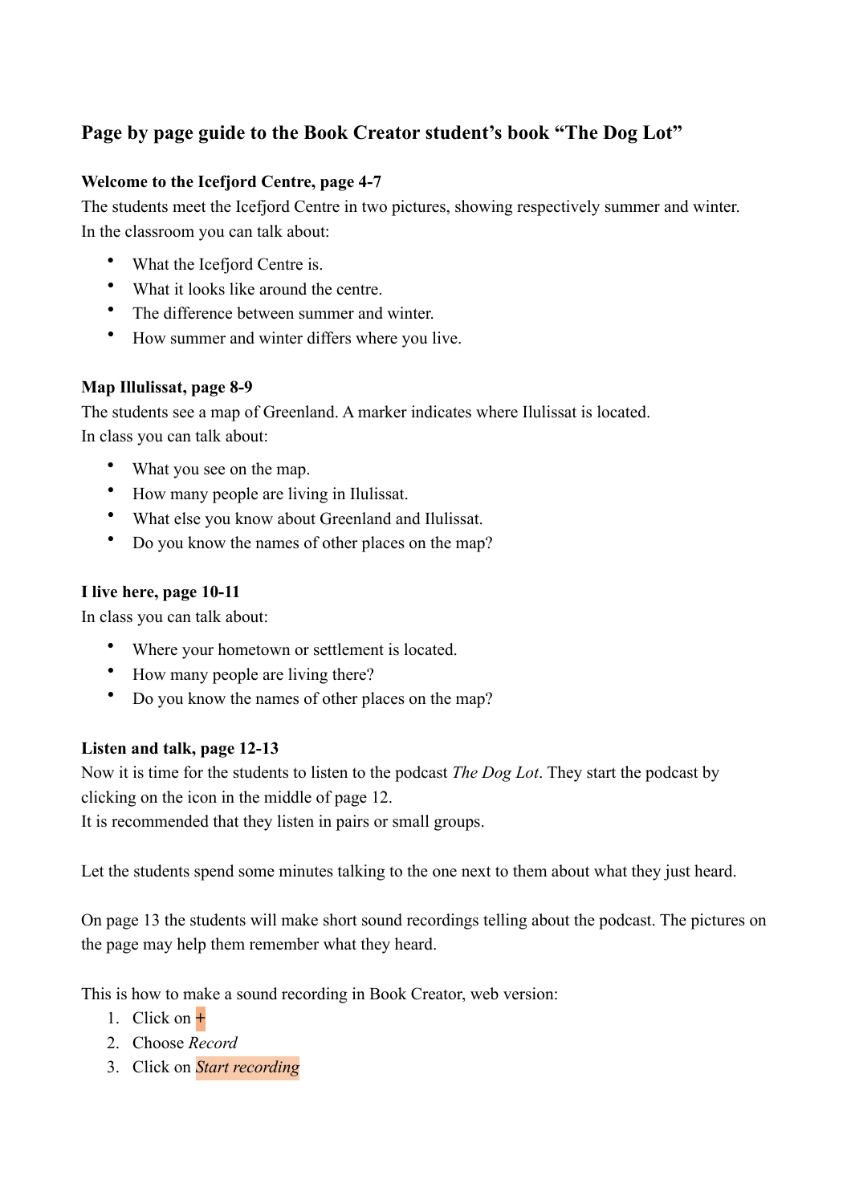## Page by page guide to the Book Creator student's book "The Dog Lot"

**Welcome to the Icefjord Centre, page 4-7**

The students meet the Icefjord Centre in two pictures, showing respectively summer and winter.
In the classroom you can talk about:

- What the Icefjord Centre is.
- What it looks like around the centre.
- The difference between summer and winter.
- How summer and winter differs where you live.

**Map Illulissat, page 8-9**

The students see a map of Greenland. A marker indicates where Ilulissat is located.
In class you can talk about:

- What you see on the map.
- How many people are living in Ilulissat.
- What else you know about Greenland and Ilulissat.
- Do you know the names of other places on the map?

**I live here, page 10-11**

In class you can talk about:

- Where your hometown or settlement is located.
- How many people are living there?
- Do you know the names of other places on the map?

**Listen and talk, page 12-13**

Now it is time for the students to listen to the podcast *The Dog Lot*. They start the podcast by clicking on the icon in the middle of page 12.
It is recommended that they listen in pairs or small groups.

Let the students spend some minutes talking to the one next to them about what they just heard.

On page 13 the students will make short sound recordings telling about the podcast. The pictures on the page may help them remember what they heard.

This is how to make a sound recording in Book Creator, web version:

1. Click on +
2. Choose *Record*
3. Click on *Start recording*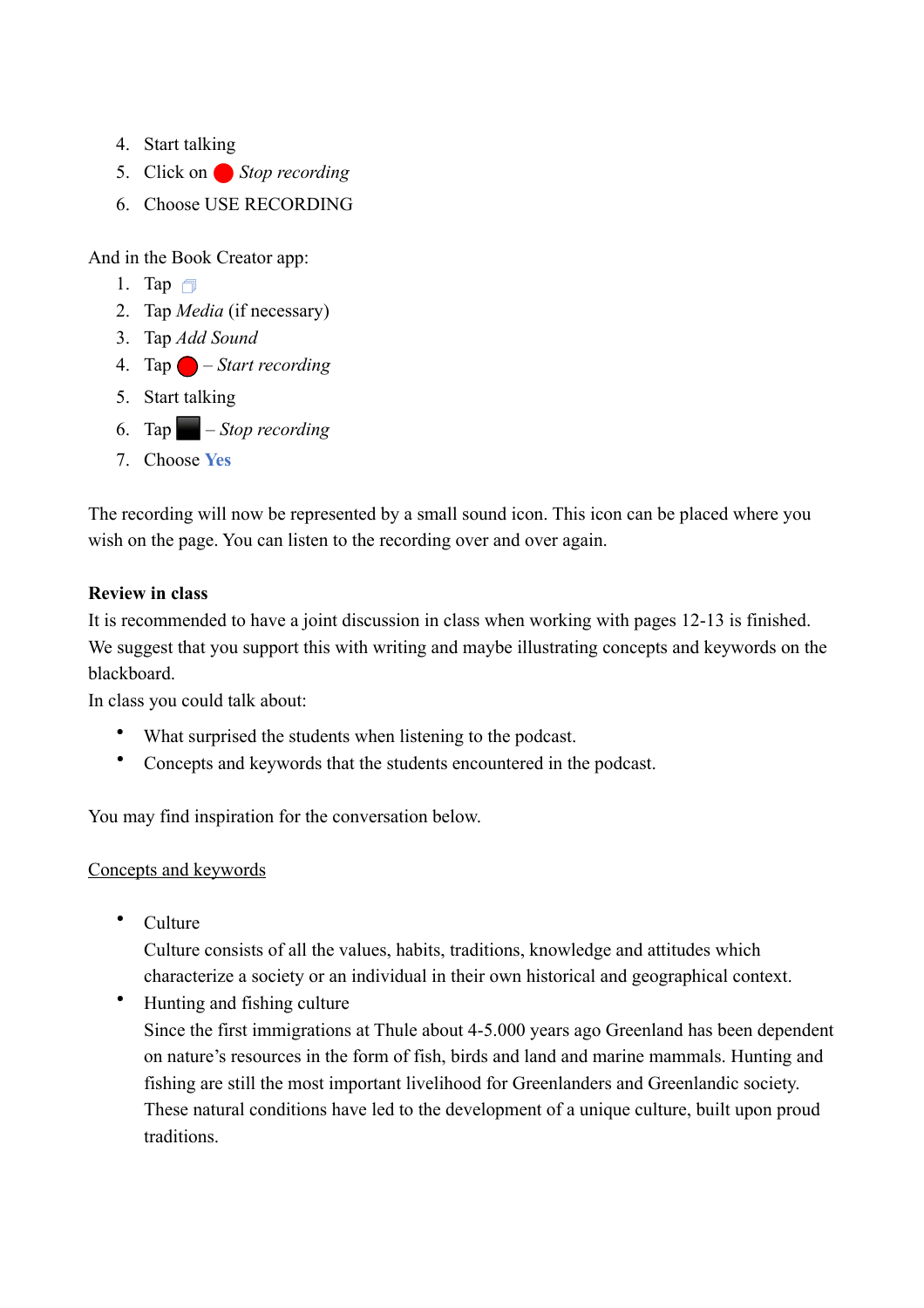4. Start talking
5. Click on 🔴 *Stop recording*
6. Choose USE RECORDING

And in the Book Creator app:

1. Tap
2. Tap *Media* (if necessary)
3. Tap *Add Sound*
4. Tap 🔴 – *Start recording*
5. Start talking
6. Tap ⬛ – *Stop recording*
7. Choose **Yes**

The recording will now be represented by a small sound icon. This icon can be placed where you wish on the page. You can listen to the recording over and over again.

**Review in class**

It is recommended to have a joint discussion in class when working with pages 12-13 is finished. We suggest that you support this with writing and maybe illustrating concepts and keywords on the blackboard.

In class you could talk about:

- What surprised the students when listening to the podcast.
- Concepts and keywords that the students encountered in the podcast.

You may find inspiration for the conversation below.

<u>Concepts and keywords</u>

- Culture
  Culture consists of all the values, habits, traditions, knowledge and attitudes which characterize a society or an individual in their own historical and geographical context.
- Hunting and fishing culture
  Since the first immigrations at Thule about 4-5.000 years ago Greenland has been dependent on nature's resources in the form of fish, birds and land and marine mammals. Hunting and fishing are still the most important livelihood for Greenlanders and Greenlandic society. These natural conditions have led to the development of a unique culture, built upon proud traditions.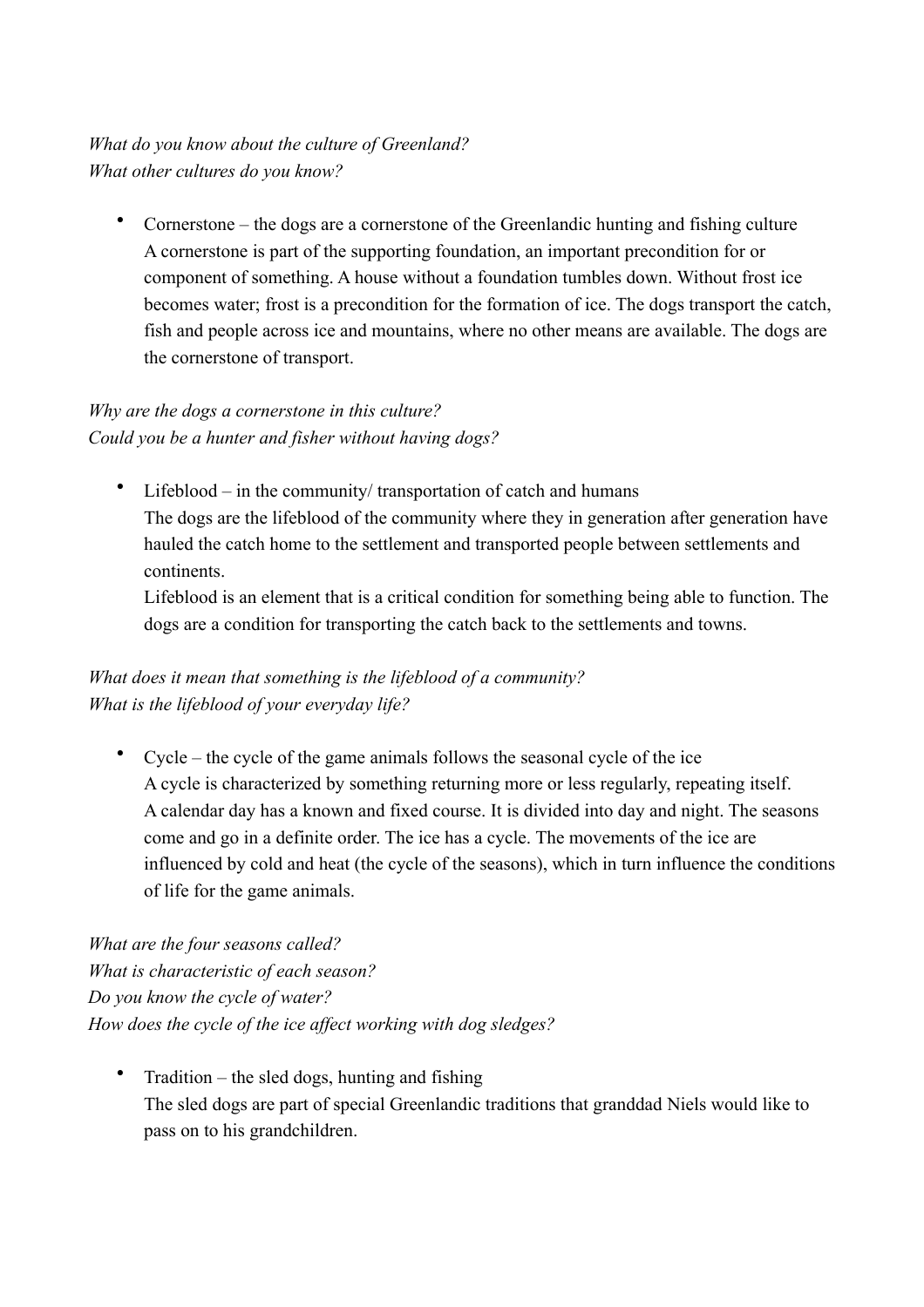*What do you know about the culture of Greenland?*
*What other cultures do you know?*

- Cornerstone – the dogs are a cornerstone of the Greenlandic hunting and fishing culture
  A cornerstone is part of the supporting foundation, an important precondition for or component of something. A house without a foundation tumbles down. Without frost ice becomes water; frost is a precondition for the formation of ice. The dogs transport the catch, fish and people across ice and mountains, where no other means are available. The dogs are the cornerstone of transport.

*Why are the dogs a cornerstone in this culture?*
*Could you be a hunter and fisher without having dogs?*

- Lifeblood – in the community/ transportation of catch and humans
  The dogs are the lifeblood of the community where they in generation after generation have hauled the catch home to the settlement and transported people between settlements and continents.
  Lifeblood is an element that is a critical condition for something being able to function. The dogs are a condition for transporting the catch back to the settlements and towns.

*What does it mean that something is the lifeblood of a community?*
*What is the lifeblood of your everyday life?*

- Cycle – the cycle of the game animals follows the seasonal cycle of the ice
  A cycle is characterized by something returning more or less regularly, repeating itself.
  A calendar day has a known and fixed course. It is divided into day and night. The seasons come and go in a definite order. The ice has a cycle. The movements of the ice are influenced by cold and heat (the cycle of the seasons), which in turn influence the conditions of life for the game animals.

*What are the four seasons called?*
*What is characteristic of each season?*
*Do you know the cycle of water?*
*How does the cycle of the ice affect working with dog sledges?*

- Tradition – the sled dogs, hunting and fishing
  The sled dogs are part of special Greenlandic traditions that granddad Niels would like to pass on to his grandchildren.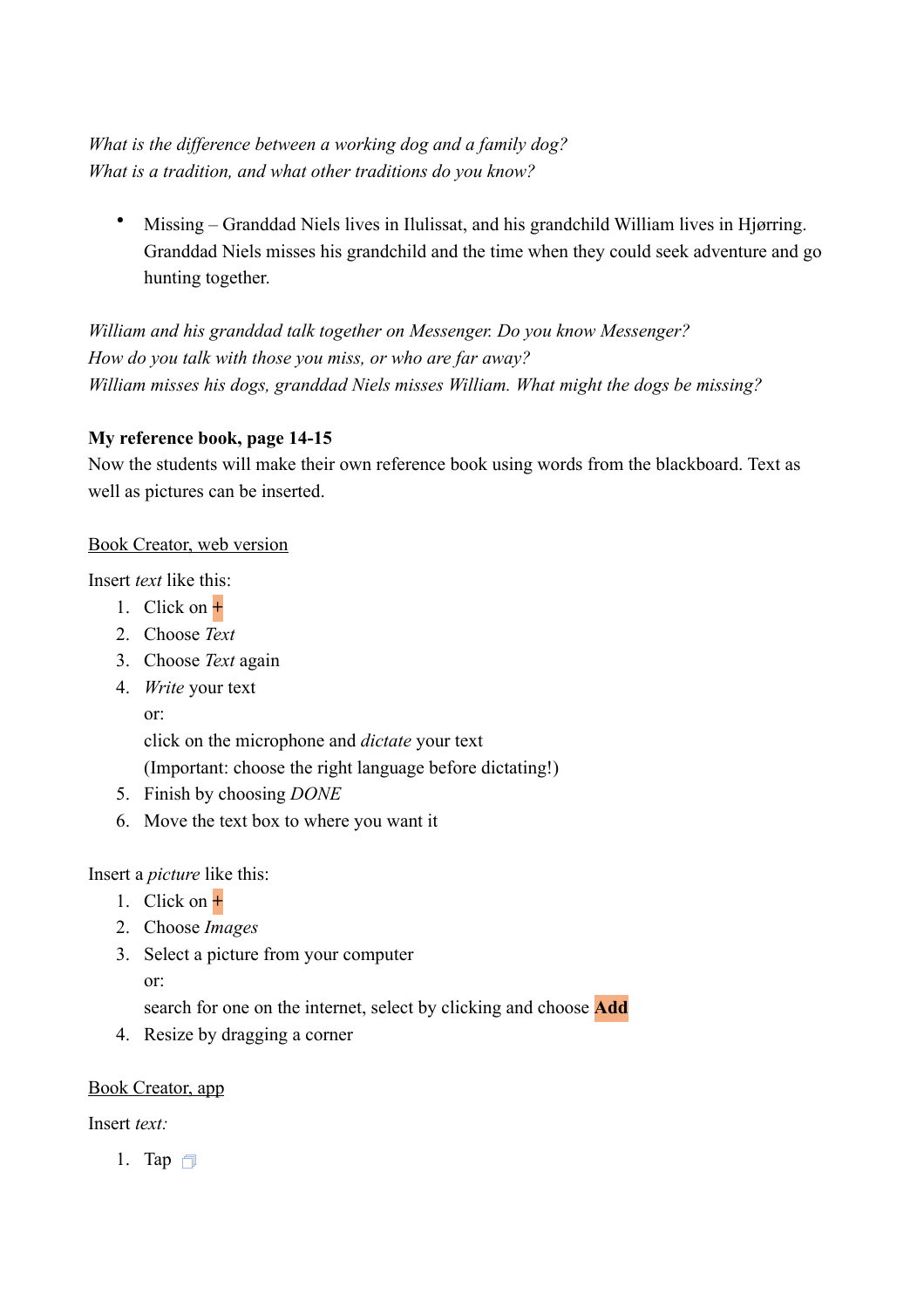*What is the difference between a working dog and a family dog?*
*What is a tradition, and what other traditions do you know?*

- Missing – Granddad Niels lives in Ilulissat, and his grandchild William lives in Hjørring. Granddad Niels misses his grandchild and the time when they could seek adventure and go hunting together.

*William and his granddad talk together on Messenger. Do you know Messenger?*
*How do you talk with those you miss, or who are far away?*
*William misses his dogs, granddad Niels misses William. What might the dogs be missing?*

**My reference book, page 14-15**
Now the students will make their own reference book using words from the blackboard. Text as well as pictures can be inserted.

<u>Book Creator, web version</u>

Insert *text* like this:

1. Click on +
2. Choose *Text*
3. Choose *Text* again
4. *Write* your text
   or:
   click on the microphone and *dictate* your text
   (Important: choose the right language before dictating!)
5. Finish by choosing *DONE*
6. Move the text box to where you want it

Insert a *picture* like this:

1. Click on +
2. Choose *Images*
3. Select a picture from your computer
   or:
   search for one on the internet, select by clicking and choose **Add**
4. Resize by dragging a corner

<u>Book Creator, app</u>

Insert *text:*

1. Tap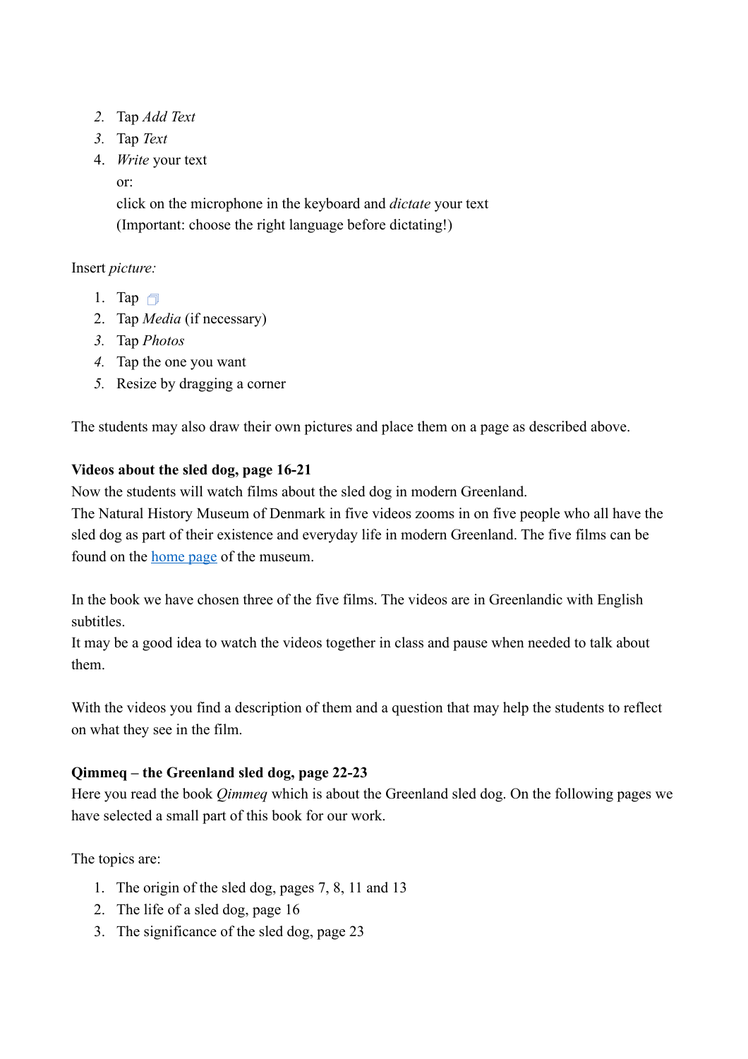2. Tap *Add Text*
3. Tap *Text*
4. *Write* your text
   or:
   click on the microphone in the keyboard and *dictate* your text
   (Important: choose the right language before dictating!)

Insert *picture:*

1. Tap
2. Tap *Media* (if necessary)
3. Tap *Photos*
4. Tap the one you want
5. Resize by dragging a corner

The students may also draw their own pictures and place them on a page as described above.

**Videos about the sled dog, page 16-21**
Now the students will watch films about the sled dog in modern Greenland.
The Natural History Museum of Denmark in five videos zooms in on five people who all have the sled dog as part of their existence and everyday life in modern Greenland. The five films can be found on the home page of the museum.

In the book we have chosen three of the five films. The videos are in Greenlandic with English subtitles.
It may be a good idea to watch the videos together in class and pause when needed to talk about them.

With the videos you find a description of them and a question that may help the students to reflect on what they see in the film.

**Qimmeq – the Greenland sled dog, page 22-23**
Here you read the book *Qimmeq* which is about the Greenland sled dog. On the following pages we have selected a small part of this book for our work.

The topics are:

1. The origin of the sled dog, pages 7, 8, 11 and 13
2. The life of a sled dog, page 16
3. The significance of the sled dog, page 23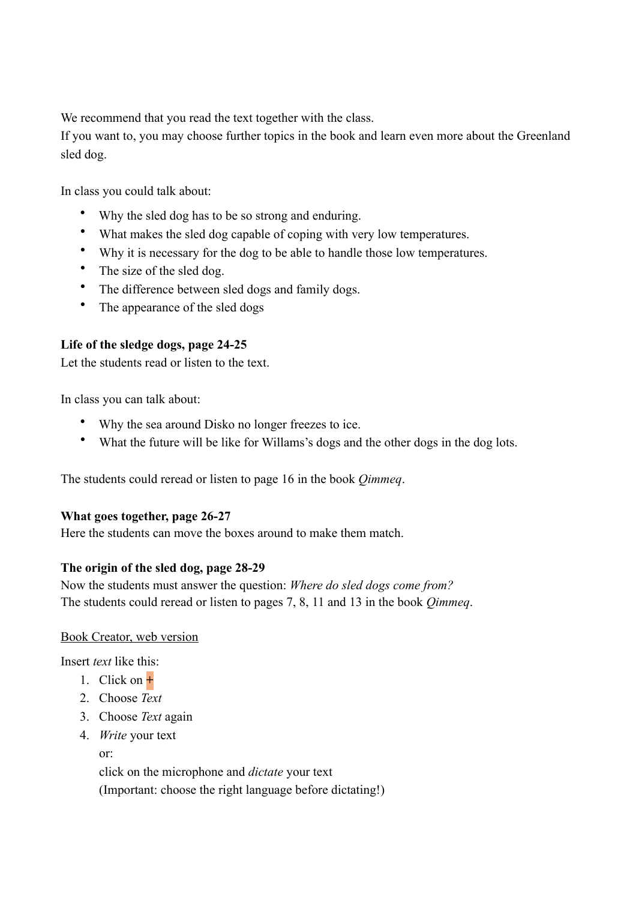We recommend that you read the text together with the class.
If you want to, you may choose further topics in the book and learn even more about the Greenland sled dog.

In class you could talk about:

- Why the sled dog has to be so strong and enduring.
- What makes the sled dog capable of coping with very low temperatures.
- Why it is necessary for the dog to be able to handle those low temperatures.
- The size of the sled dog.
- The difference between sled dogs and family dogs.
- The appearance of the sled dogs

**Life of the sledge dogs, page 24-25**
Let the students read or listen to the text.

In class you can talk about:

- Why the sea around Disko no longer freezes to ice.
- What the future will be like for Willams's dogs and the other dogs in the dog lots.

The students could reread or listen to page 16 in the book *Qimmeq*.

**What goes together, page 26-27**
Here the students can move the boxes around to make them match.

**The origin of the sled dog, page 28-29**
Now the students must answer the question: *Where do sled dogs come from?*
The students could reread or listen to pages 7, 8, 11 and 13 in the book *Qimmeq*.

Book Creator, web version

Insert *text* like this:

1. Click on +
2. Choose *Text*
3. Choose *Text* again
4. *Write* your text
   or:
   click on the microphone and *dictate* your text
   (Important: choose the right language before dictating!)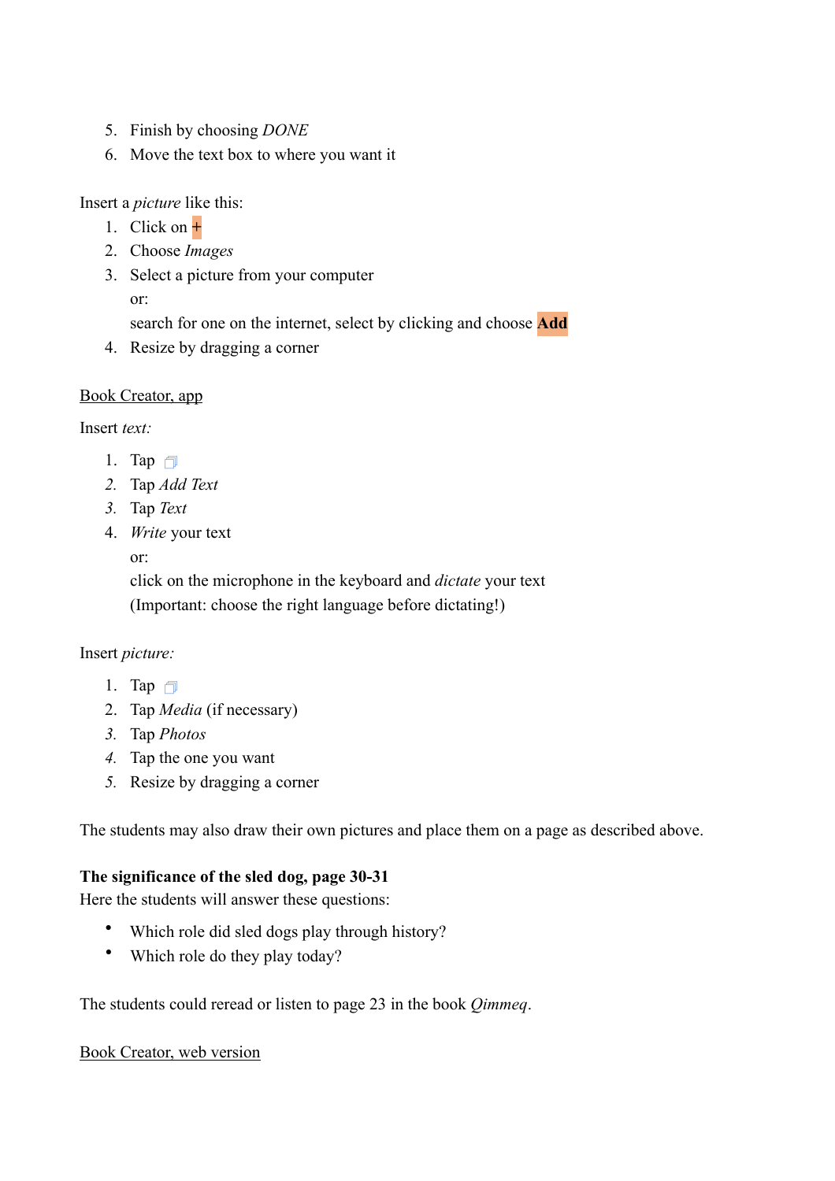5. Finish by choosing *DONE*
6. Move the text box to where you want it

Insert a *picture* like this:

1. Click on +
2. Choose *Images*
3. Select a picture from your computer
   or:
   search for one on the internet, select by clicking and choose **Add**
4. Resize by dragging a corner

Book Creator, app

Insert *text:*

1. Tap
2. Tap *Add Text*
3. Tap *Text*
4. *Write* your text
   or:
   click on the microphone in the keyboard and *dictate* your text
   (Important: choose the right language before dictating!)

Insert *picture:*

1. Tap
2. Tap *Media* (if necessary)
3. Tap *Photos*
4. Tap the one you want
5. Resize by dragging a corner

The students may also draw their own pictures and place them on a page as described above.

**The significance of the sled dog, page 30-31**

Here the students will answer these questions:

- Which role did sled dogs play through history?
- Which role do they play today?

The students could reread or listen to page 23 in the book *Qimmeq*.

Book Creator, web version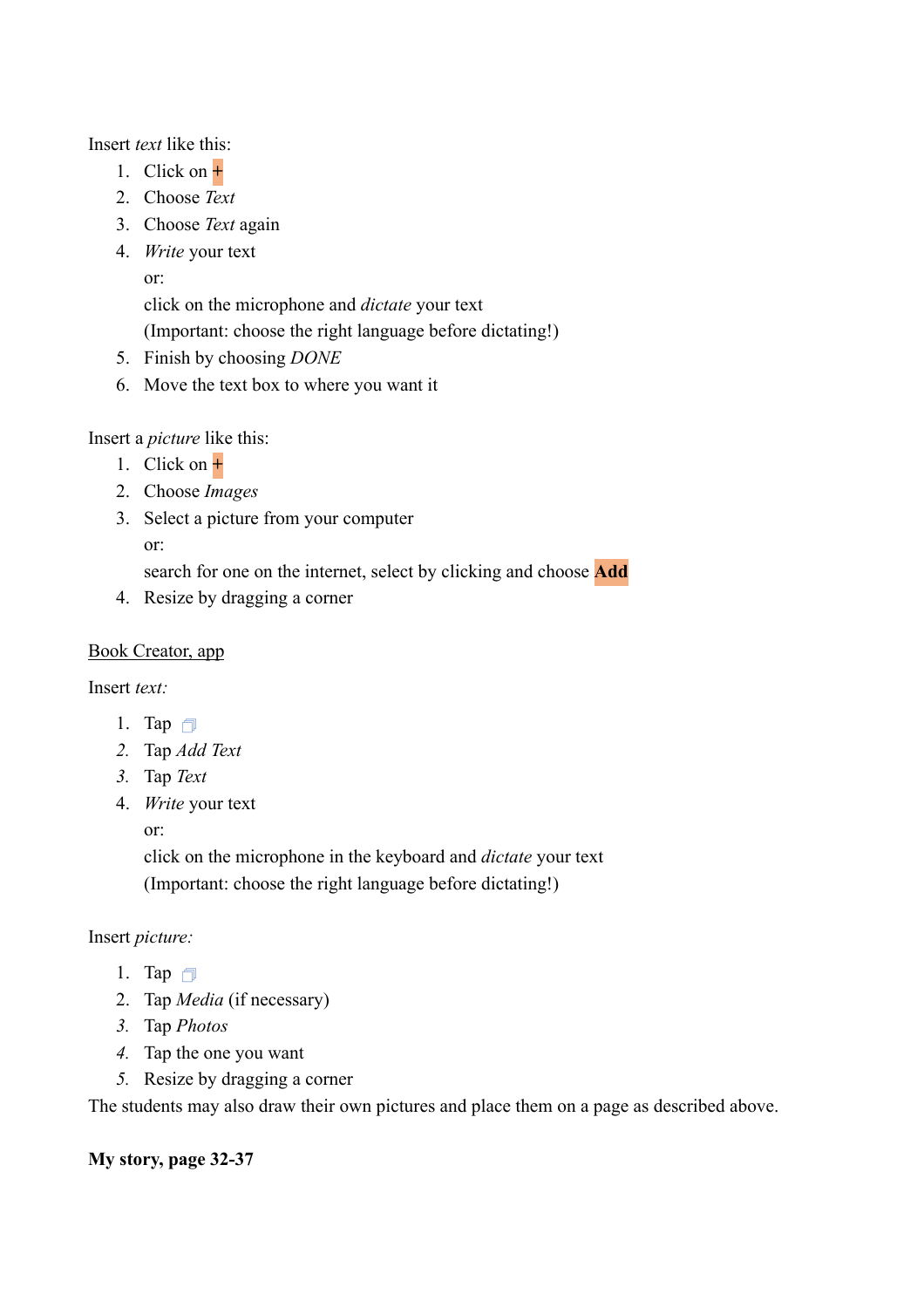Insert *text* like this:

1. Click on +
2. Choose *Text*
3. Choose *Text* again
4. *Write* your text  
   or:  
   click on the microphone and *dictate* your text  
   (Important: choose the right language before dictating!)
5. Finish by choosing *DONE*
6. Move the text box to where you want it

Insert a *picture* like this:

1. Click on +
2. Choose *Images*
3. Select a picture from your computer  
   or:  
   search for one on the internet, select by clicking and choose **Add**
4. Resize by dragging a corner

<u>Book Creator, app</u>

Insert *text:*

1. Tap
2. Tap *Add Text*
3. Tap *Text*
4. *Write* your text  
   or:  
   click on the microphone in the keyboard and *dictate* your text  
   (Important: choose the right language before dictating!)

Insert *picture:*

1. Tap
2. Tap *Media* (if necessary)
3. Tap *Photos*
4. Tap the one you want
5. Resize by dragging a corner

The students may also draw their own pictures and place them on a page as described above.

**My story, page 32-37**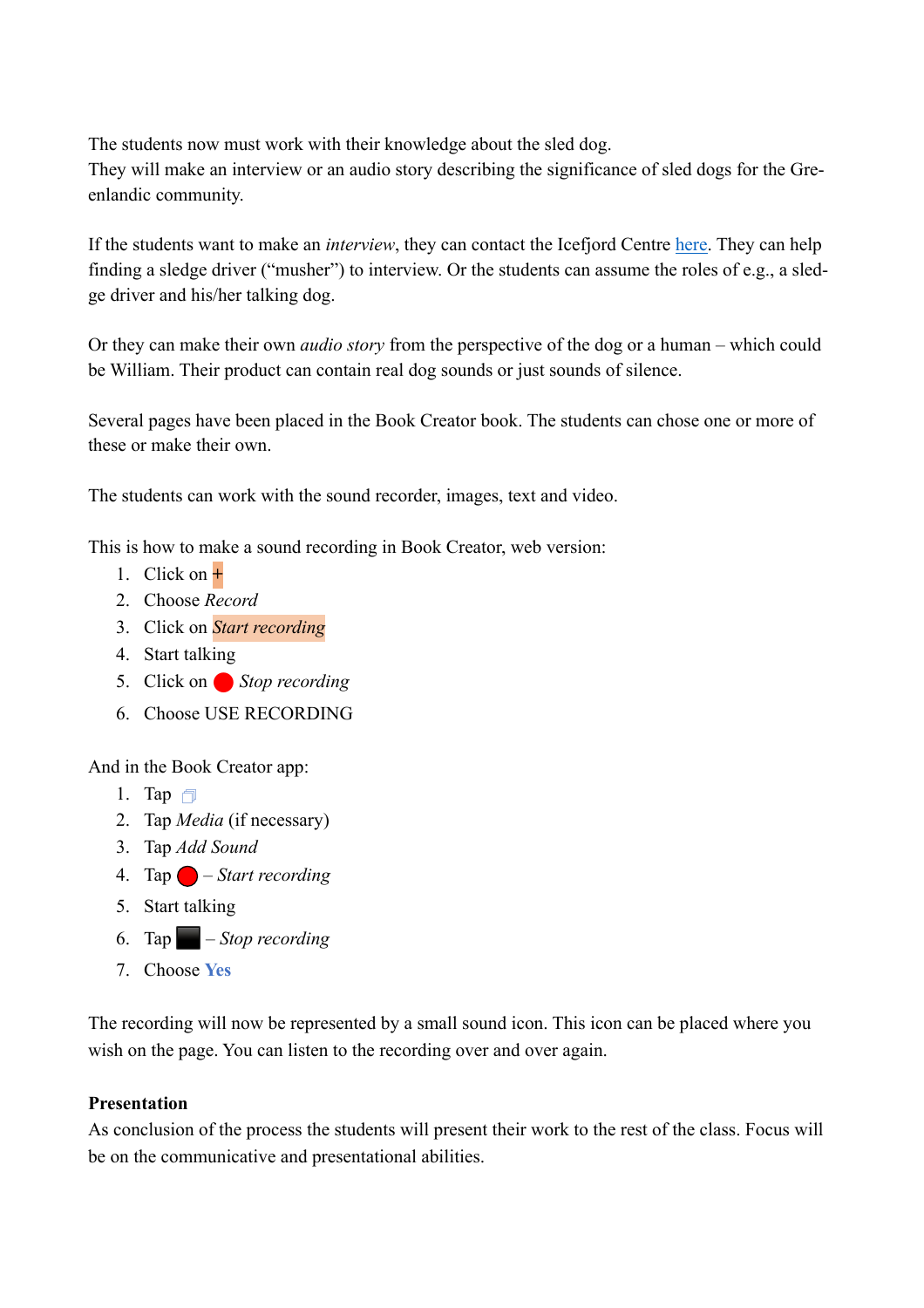The students now must work with their knowledge about the sled dog.
They will make an interview or an audio story describing the significance of sled dogs for the Greenlandic community.

If the students want to make an *interview*, they can contact the Icefjord Centre [here](). They can help finding a sledge driver ("musher") to interview. Or the students can assume the roles of e.g., a sledge driver and his/her talking dog.

Or they can make their own *audio story* from the perspective of the dog or a human – which could be William. Their product can contain real dog sounds or just sounds of silence.

Several pages have been placed in the Book Creator book. The students can chose one or more of these or make their own.

The students can work with the sound recorder, images, text and video.

This is how to make a sound recording in Book Creator, web version:

1. Click on +
2. Choose *Record*
3. Click on *Start recording*
4. Start talking
5. Click on 🔴 *Stop recording*
6. Choose USE RECORDING

And in the Book Creator app:

1. Tap
2. Tap *Media* (if necessary)
3. Tap *Add Sound*
4. Tap 🔴 – *Start recording*
5. Start talking
6. Tap ⬛ – *Stop recording*
7. Choose **Yes**

The recording will now be represented by a small sound icon. This icon can be placed where you wish on the page. You can listen to the recording over and over again.

**Presentation**
As conclusion of the process the students will present their work to the rest of the class. Focus will be on the communicative and presentational abilities.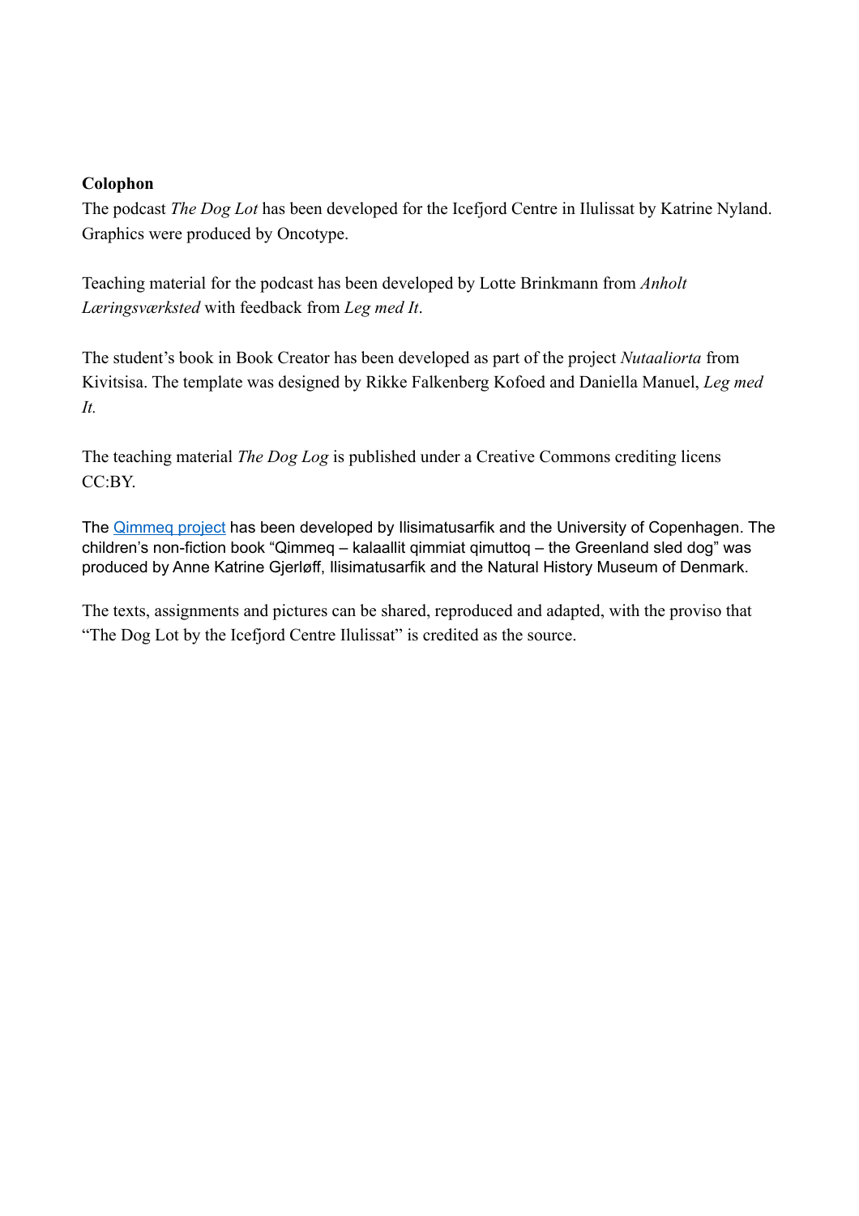**Colophon**

The podcast *The Dog Lot* has been developed for the Icefjord Centre in Ilulissat by Katrine Nyland. Graphics were produced by Oncotype.

Teaching material for the podcast has been developed by Lotte Brinkmann from *Anholt Læringsværksted* with feedback from *Leg med It*.

The student's book in Book Creator has been developed as part of the project *Nutaaliorta* from Kivitsisa. The template was designed by Rikke Falkenberg Kofoed and Daniella Manuel, *Leg med It.*

The teaching material *The Dog Log* is published under a Creative Commons crediting licens CC:BY.

The Qimmeq project has been developed by Ilisimatusarfik and the University of Copenhagen. The children's non-fiction book "Qimmeq – kalaallit qimmiat qimuttoq – the Greenland sled dog" was produced by Anne Katrine Gjerløff, Ilisimatusarfik and the Natural History Museum of Denmark.

The texts, assignments and pictures can be shared, reproduced and adapted, with the proviso that "The Dog Lot by the Icefjord Centre Ilulissat" is credited as the source.